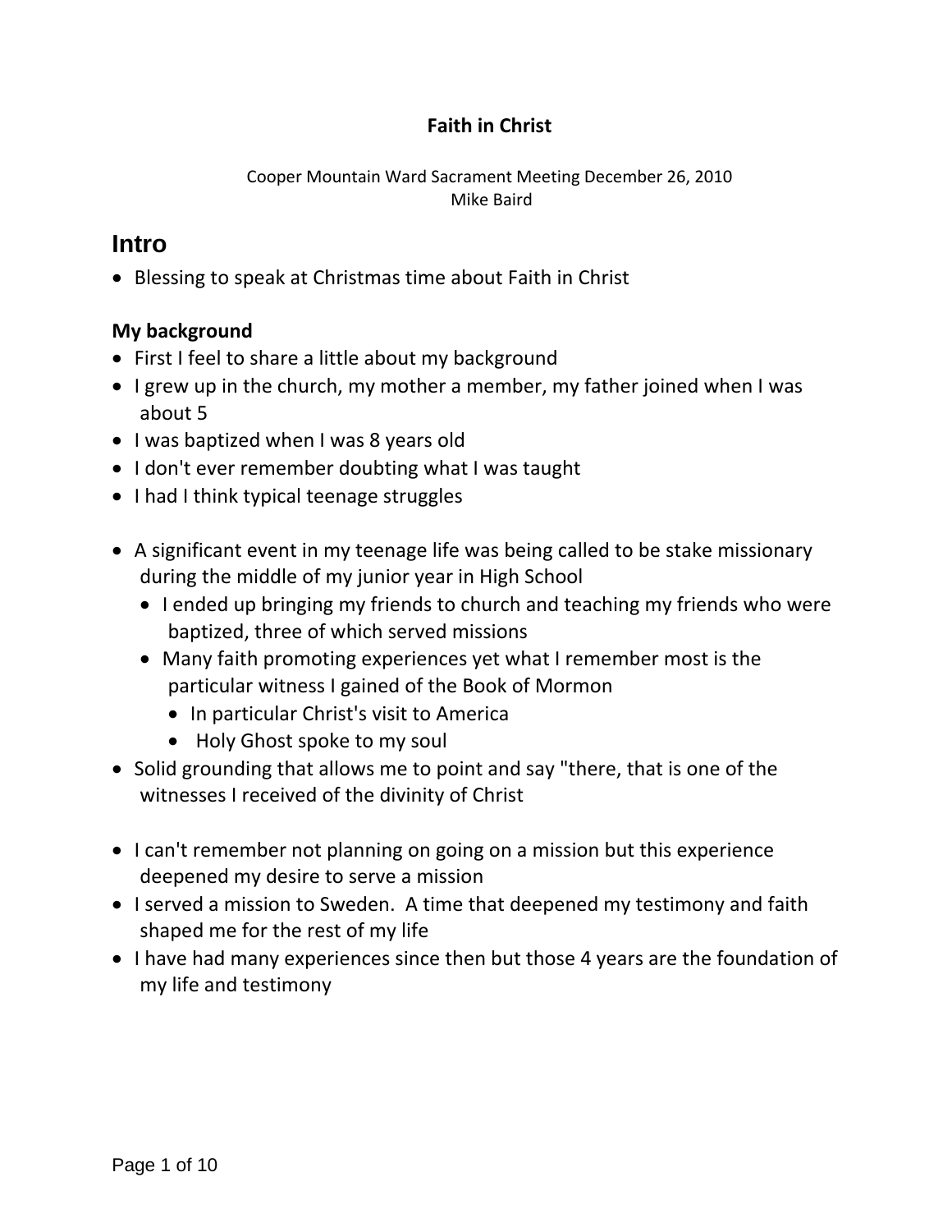**Faith in Christ**

Cooper Mountain Ward Sacrament Meeting December 26, 2010
Mike Baird

# Intro

- Blessing to speak at Christmas time about Faith in Christ

### My background

- First I feel to share a little about my background
- I grew up in the church, my mother a member, my father joined when I was about 5
- I was baptized when I was 8 years old
- I don't ever remember doubting what I was taught
- I had I think typical teenage struggles

- A significant event in my teenage life was being called to be stake missionary during the middle of my junior year in High School
  - I ended up bringing my friends to church and teaching my friends who were baptized, three of which served missions
  - Many faith promoting experiences yet what I remember most is the particular witness I gained of the Book of Mormon
    - In particular Christ's visit to America
    - Holy Ghost spoke to my soul
- Solid grounding that allows me to point and say "there, that is one of the witnesses I received of the divinity of Christ

- I can't remember not planning on going on a mission but this experience deepened my desire to serve a mission
- I served a mission to Sweden. A time that deepened my testimony and faith shaped me for the rest of my life
- I have had many experiences since then but those 4 years are the foundation of my life and testimony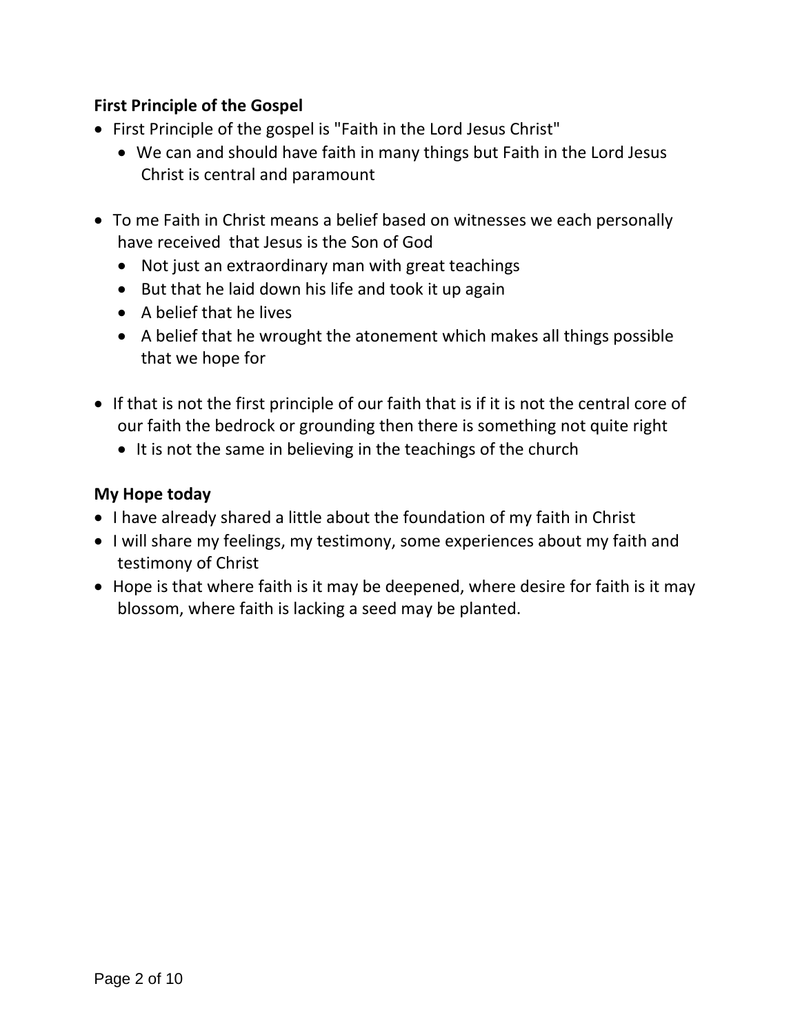**First Principle of the Gospel**

- First Principle of the gospel is "Faith in the Lord Jesus Christ"
  - We can and should have faith in many things but Faith in the Lord Jesus Christ is central and paramount

- To me Faith in Christ means a belief based on witnesses we each personally have received that Jesus is the Son of God
  - Not just an extraordinary man with great teachings
  - But that he laid down his life and took it up again
  - A belief that he lives
  - A belief that he wrought the atonement which makes all things possible that we hope for

- If that is not the first principle of our faith that is if it is not the central core of our faith the bedrock or grounding then there is something not quite right
  - It is not the same in believing in the teachings of the church

**My Hope today**

- I have already shared a little about the foundation of my faith in Christ
- I will share my feelings, my testimony, some experiences about my faith and testimony of Christ
- Hope is that where faith is it may be deepened, where desire for faith is it may blossom, where faith is lacking a seed may be planted.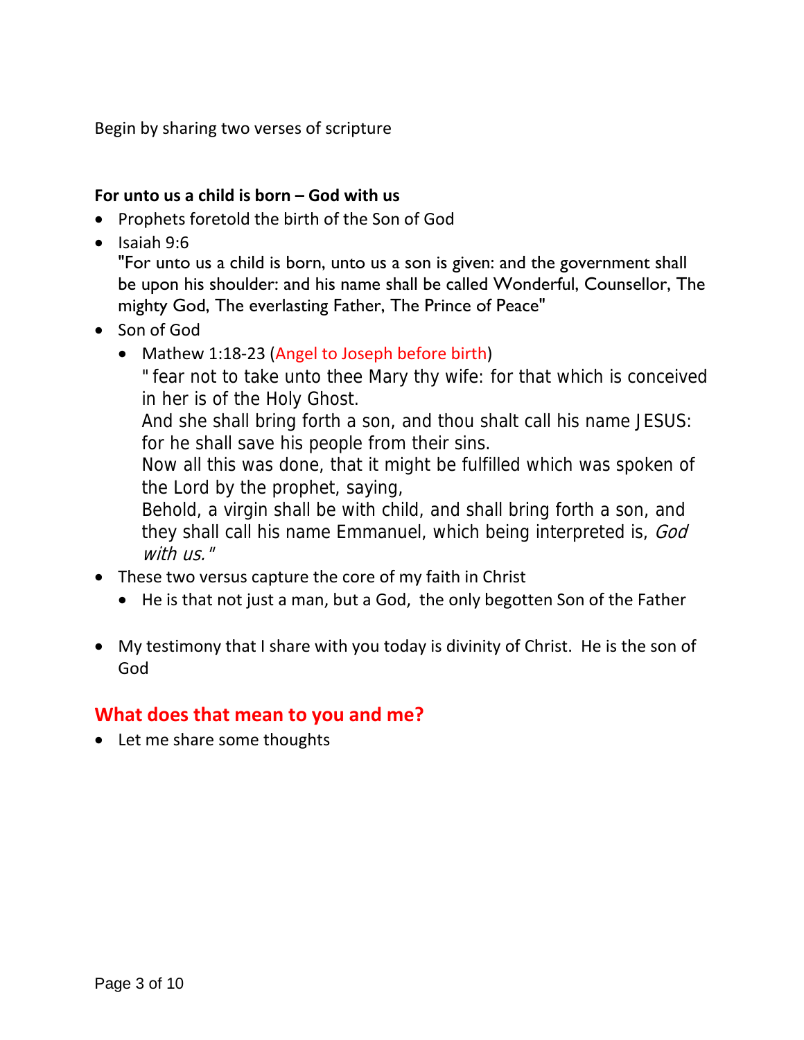Begin by sharing two verses of scripture

**For unto us a child is born – God with us**

- Prophets foretold the birth of the Son of God
- Isaiah 9:6
  "For unto us a child is born, unto us a son is given: and the government shall be upon his shoulder: and his name shall be called Wonderful, Counsellor, The mighty God, The everlasting Father, The Prince of Peace"
- Son of God
  - Mathew 1:18-23 (Angel to Joseph before birth)
    " fear not to take unto thee Mary thy wife: for that which is conceived in her is of the Holy Ghost.
    And she shall bring forth a son, and thou shalt call his name JESUS: for he shall save his people from their sins.
    Now all this was done, that it might be fulfilled which was spoken of the Lord by the prophet, saying,
    Behold, a virgin shall be with child, and shall bring forth a son, and they shall call his name Emmanuel, which being interpreted is, *God with us.*"
- These two versus capture the core of my faith in Christ
  - He is that not just a man, but a God, the only begotten Son of the Father

- My testimony that I share with you today is divinity of Christ. He is the son of God

## What does that mean to you and me?

- Let me share some thoughts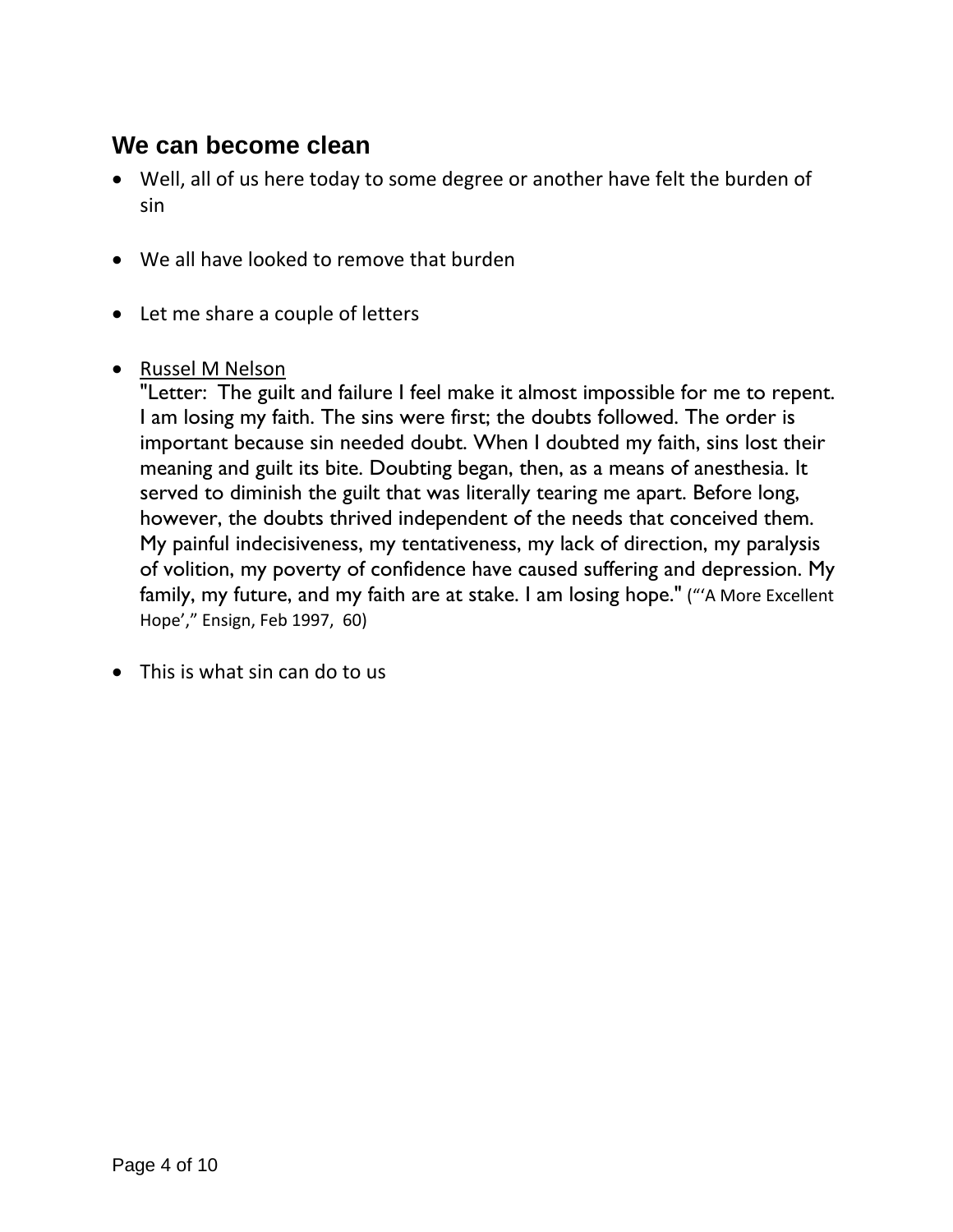## We can become clean

- Well, all of us here today to some degree or another have felt the burden of sin

- We all have looked to remove that burden

- Let me share a couple of letters

- <u>Russel M Nelson</u>
  "Letter: The guilt and failure I feel make it almost impossible for me to repent. I am losing my faith. The sins were first; the doubts followed. The order is important because sin needed doubt. When I doubted my faith, sins lost their meaning and guilt its bite. Doubting began, then, as a means of anesthesia. It served to diminish the guilt that was literally tearing me apart. Before long, however, the doubts thrived independent of the needs that conceived them. My painful indecisiveness, my tentativeness, my lack of direction, my paralysis of volition, my poverty of confidence have caused suffering and depression. My family, my future, and my faith are at stake. I am losing hope." ("'A More Excellent Hope'," Ensign, Feb 1997, 60)

- This is what sin can do to us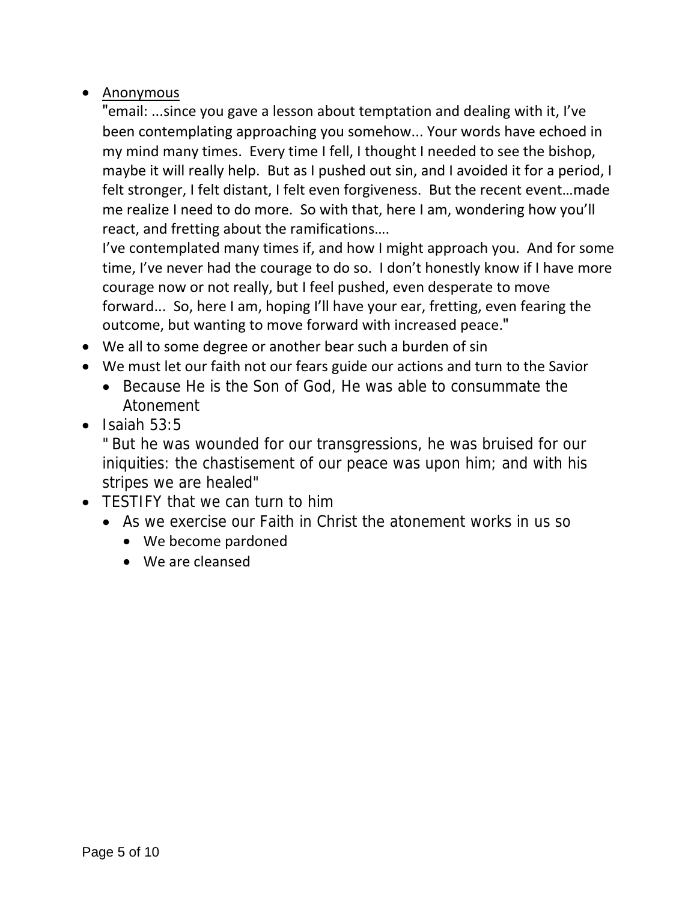- Anonymous

  "email: ...since you gave a lesson about temptation and dealing with it, I've been contemplating approaching you somehow... Your words have echoed in my mind many times. Every time I fell, I thought I needed to see the bishop, maybe it will really help. But as I pushed out sin, and I avoided it for a period, I felt stronger, I felt distant, I felt even forgiveness. But the recent event…made me realize I need to do more. So with that, here I am, wondering how you'll react, and fretting about the ramifications….

  I've contemplated many times if, and how I might approach you. And for some time, I've never had the courage to do so. I don't honestly know if I have more courage now or not really, but I feel pushed, even desperate to move forward... So, here I am, hoping I'll have your ear, fretting, even fearing the outcome, but wanting to move forward with increased peace."
- We all to some degree or another bear such a burden of sin
- We must let our faith not our fears guide our actions and turn to the Savior
  - Because He is the Son of God, He was able to consummate the Atonement
- Isaiah 53:5

  " But he was wounded for our transgressions, he was bruised for our iniquities: the chastisement of our peace was upon him; and with his stripes we are healed"
- TESTIFY that we can turn to him
  - As we exercise our Faith in Christ the atonement works in us so
    - We become pardoned
    - We are cleansed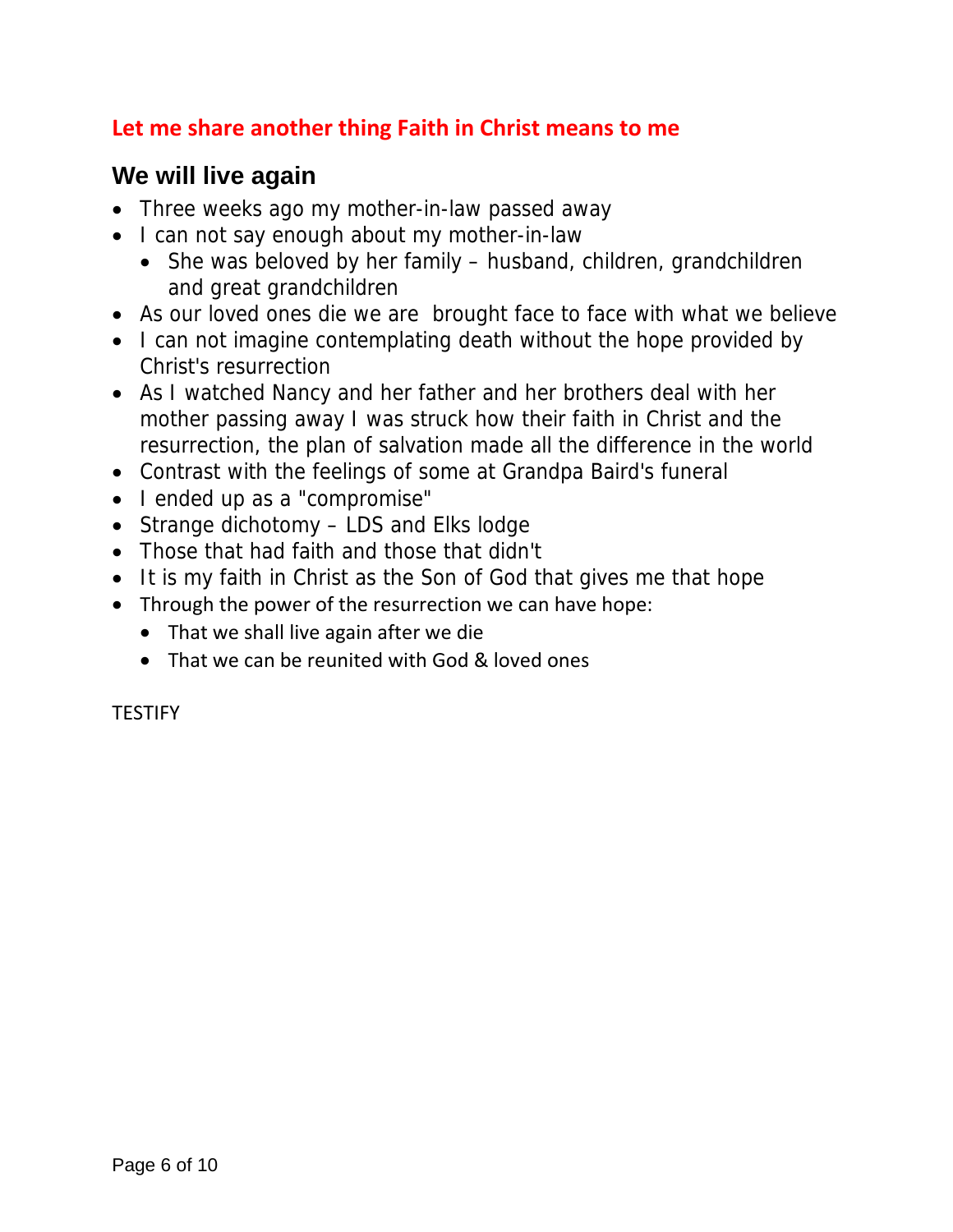**Let me share another thing Faith in Christ means to me**

## We will live again

- Three weeks ago my mother-in-law passed away
- I can not say enough about my mother-in-law
  - She was beloved by her family – husband, children, grandchildren and great grandchildren
- As our loved ones die we are  brought face to face with what we believe
- I can not imagine contemplating death without the hope provided by Christ's resurrection
- As I watched Nancy and her father and her brothers deal with her mother passing away I was struck how their faith in Christ and the resurrection, the plan of salvation made all the difference in the world
- Contrast with the feelings of some at Grandpa Baird's funeral
- I ended up as a "compromise"
- Strange dichotomy – LDS and Elks lodge
- Those that had faith and those that didn't
- It is my faith in Christ as the Son of God that gives me that hope
- Through the power of the resurrection we can have hope:
  - That we shall live again after we die
  - That we can be reunited with God & loved ones

TESTIFY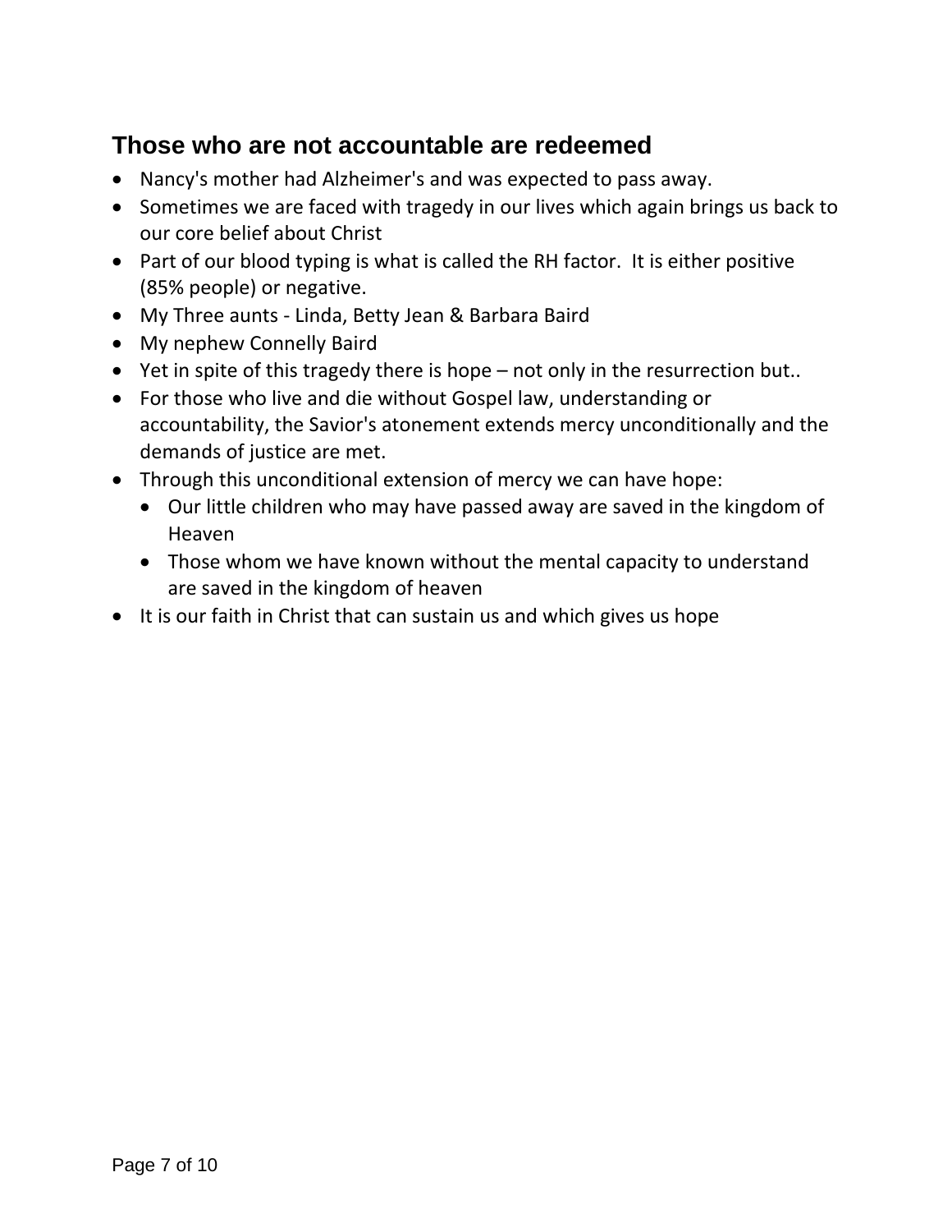## Those who are not accountable are redeemed

- Nancy's mother had Alzheimer's and was expected to pass away.
- Sometimes we are faced with tragedy in our lives which again brings us back to our core belief about Christ
- Part of our blood typing is what is called the RH factor.  It is either positive (85% people) or negative.
- My Three aunts - Linda, Betty Jean & Barbara Baird
- My nephew Connelly Baird
- Yet in spite of this tragedy there is hope – not only in the resurrection but..
- For those who live and die without Gospel law, understanding or accountability, the Savior's atonement extends mercy unconditionally and the demands of justice are met.
- Through this unconditional extension of mercy we can have hope:
  - Our little children who may have passed away are saved in the kingdom of Heaven
  - Those whom we have known without the mental capacity to understand are saved in the kingdom of heaven
- It is our faith in Christ that can sustain us and which gives us hope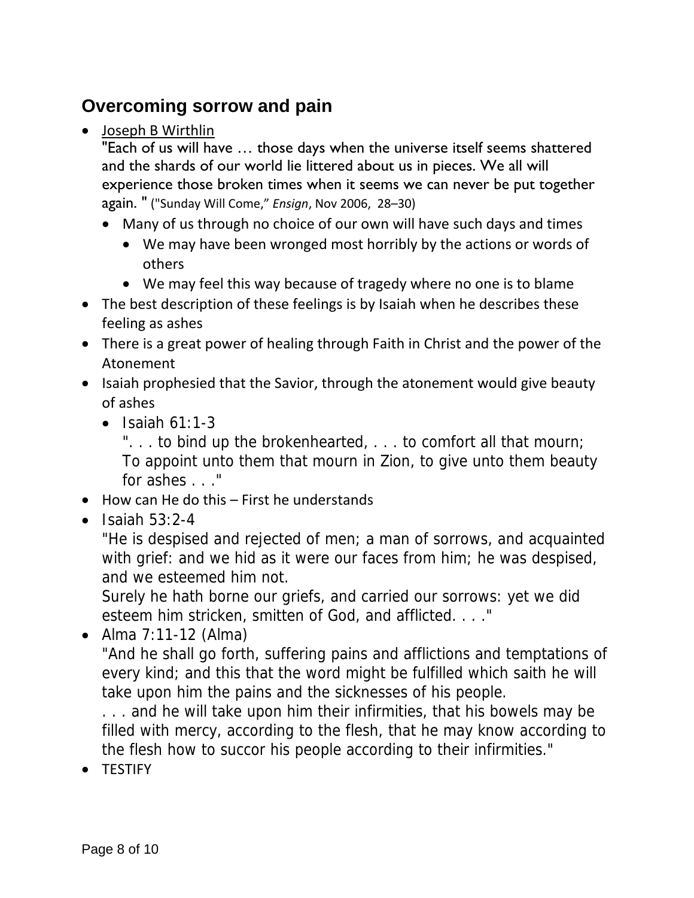## Overcoming sorrow and pain

- Joseph B Wirthlin
  "Each of us will have … those days when the universe itself seems shattered and the shards of our world lie littered about us in pieces. We all will experience those broken times when it seems we can never be put together again. " ("Sunday Will Come," *Ensign*, Nov 2006, 28–30)
  - Many of us through no choice of our own will have such days and times
    - We may have been wronged most horribly by the actions or words of others
    - We may feel this way because of tragedy where no one is to blame
- The best description of these feelings is by Isaiah when he describes these feeling as ashes
- There is a great power of healing through Faith in Christ and the power of the Atonement
- Isaiah prophesied that the Savior, through the atonement would give beauty of ashes
  - Isaiah 61:1-3
    ". . . to bind up the brokenhearted, . . . to comfort all that mourn; To appoint unto them that mourn in Zion, to give unto them beauty for ashes . . ."
- How can He do this – First he understands
- Isaiah 53:2-4
  "He is despised and rejected of men; a man of sorrows, and acquainted with grief: and we hid as it were our faces from him; he was despised, and we esteemed him not.
  Surely he hath borne our griefs, and carried our sorrows: yet we did esteem him stricken, smitten of God, and afflicted. . . ."
- Alma 7:11-12 (Alma)
  "And he shall go forth, suffering pains and afflictions and temptations of every kind; and this that the word might be fulfilled which saith he will take upon him the pains and the sicknesses of his people.
  . . . and he will take upon him their infirmities, that his bowels may be filled with mercy, according to the flesh, that he may know according to the flesh how to succor his people according to their infirmities."
- TESTIFY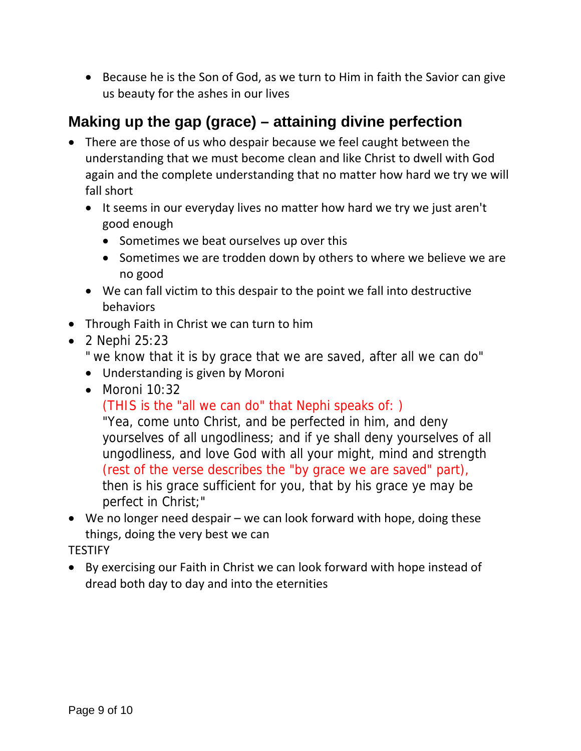- Because he is the Son of God, as we turn to Him in faith the Savior can give us beauty for the ashes in our lives

## Making up the gap (grace) – attaining divine perfection

- There are those of us who despair because we feel caught between the understanding that we must become clean and like Christ to dwell with God again and the complete understanding that no matter how hard we try we will fall short
  - It seems in our everyday lives no matter how hard we try we just aren't good enough
    - Sometimes we beat ourselves up over this
    - Sometimes we are trodden down by others to where we believe we are no good
  - We can fall victim to this despair to the point we fall into destructive behaviors
- Through Faith in Christ we can turn to him
- 2 Nephi 25:23
  " we know that it is by grace that we are saved, after all we can do"
  - Understanding is given by Moroni
  - Moroni 10:32
    (THIS is the "all we can do" that Nephi speaks of: )
    "Yea, come unto Christ, and be perfected in him, and deny yourselves of all ungodliness; and if ye shall deny yourselves of all ungodliness, and love God with all your might, mind and strength (rest of the verse describes the "by grace we are saved" part), then is his grace sufficient for you, that by his grace ye may be perfect in Christ;"
- We no longer need despair – we can look forward with hope, doing these things, doing the very best we can

TESTIFY

- By exercising our Faith in Christ we can look forward with hope instead of dread both day to day and into the eternities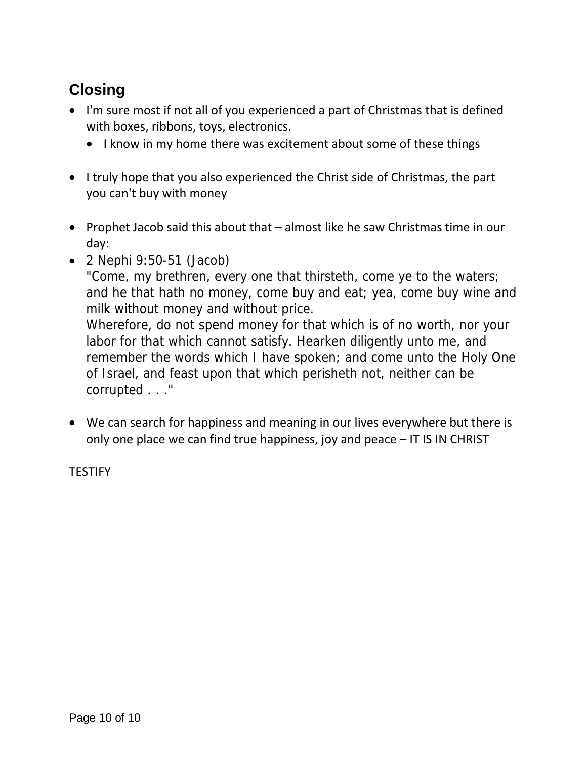## Closing

- I'm sure most if not all of you experienced a part of Christmas that is defined with boxes, ribbons, toys, electronics.
    - I know in my home there was excitement about some of these things

- I truly hope that you also experienced the Christ side of Christmas, the part you can't buy with money

- Prophet Jacob said this about that – almost like he saw Christmas time in our day:
- 2 Nephi 9:50-51 (Jacob)
  "Come, my brethren, every one that thirsteth, come ye to the waters; and he that hath no money, come buy and eat; yea, come buy wine and milk without money and without price.
  Wherefore, do not spend money for that which is of no worth, nor your labor for that which cannot satisfy. Hearken diligently unto me, and remember the words which I have spoken; and come unto the Holy One of Israel, and feast upon that which perisheth not, neither can be corrupted . . ."

- We can search for happiness and meaning in our lives everywhere but there is only one place we can find true happiness, joy and peace – IT IS IN CHRIST

TESTIFY